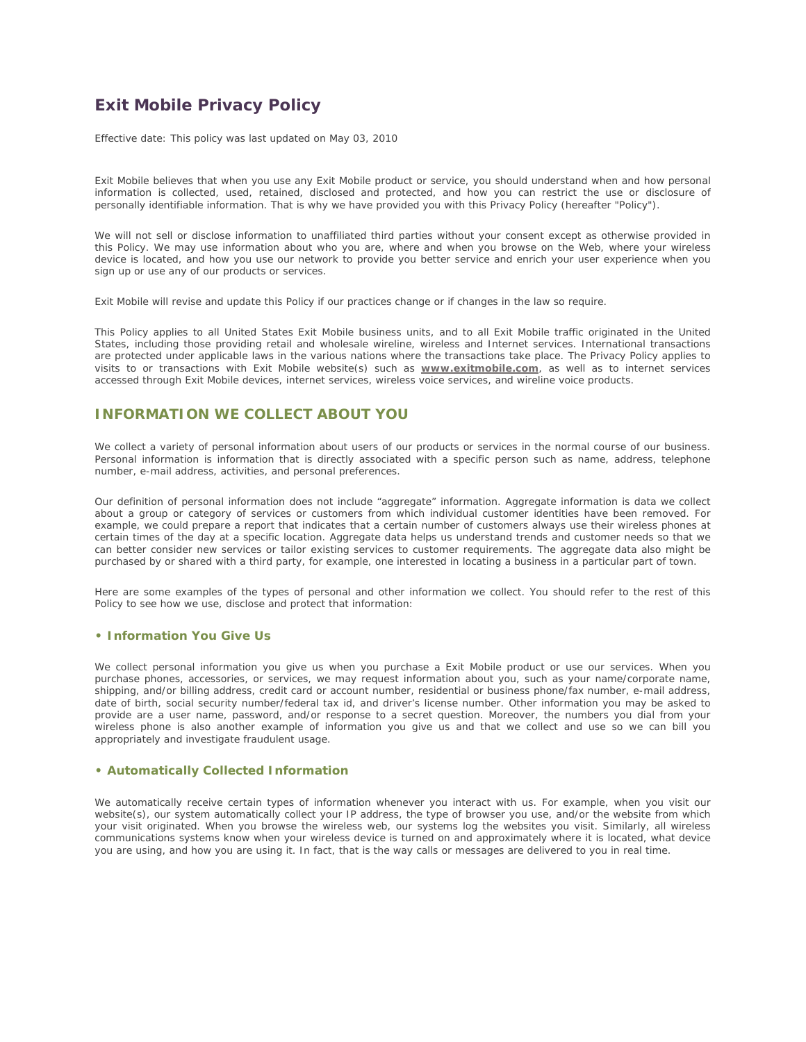# Exit Mobile Privacy Policy

Effective date: This policy was last updated on May 03, 2010

Exit Mobile believes that when you use any Exit Mobile product or service, you should understand when and how personal information is collected, used, retained, disclosed and protected, and how you can restrict the use or disclosure of personally identifiable information. That is why we have provided you with this Privacy Policy (hereafter "Policy").

We will not sell or disclose information to unaffiliated third parties without your consent except as otherwise provided in this Policy. We may use information about who you are, where and when you browse on the Web, where your wireless device is located, and how you use our network to provide you better service and enrich your user experience when you sign up or use any of our products or services.

Exit Mobile will revise and update this Policy if our practices change or if changes in the law so require.

This Policy applies to all United States Exit Mobile business units, and to all Exit Mobile traffic originated in the United States, including those providing retail and wholesale wireline, wireless and Internet services. International transactions are protected under applicable laws in the various nations where the transactions take place. The Privacy Policy applies to visits to or transactions with Exit Mobile website(s) such as **www.exitmobile.com**, as well as to internet services accessed through Exit Mobile devices, internet services, wireless voice services, and wireline voice products.

## INFORMATION WE COLLECT ABOUT YOU

We collect a variety of personal information about users of our products or services in the normal course of our business. Personal information is information that is directly associated with a specific person such as name, address, telephone number, e-mail address, activities, and personal preferences.

Our definition of personal information does not include "aggregate" information. Aggregate information is data we collect about a group or category of services or customers from which individual customer identities have been removed. For example, we could prepare a report that indicates that a certain number of customers always use their wireless phones at certain times of the day at a specific location. Aggregate data helps us understand trends and customer needs so that we can better consider new services or tailor existing services to customer requirements. The aggregate data also might be purchased by or shared with a third party, for example, one interested in locating a business in a particular part of town.

Here are some examples of the types of personal and other information we collect. You should refer to the rest of this Policy to see how we use, disclose and protect that information:

### • Information You Give Us

We collect personal information you give us when you purchase a Exit Mobile product or use our services. When you purchase phones, accessories, or services, we may request information about you, such as your name/corporate name, shipping, and/or billing address, credit card or account number, residential or business phone/fax number, e-mail address, date of birth, social security number/federal tax id, and driver's license number. Other information you may be asked to provide are a user name, password, and/or response to a secret question. Moreover, the numbers you dial from your wireless phone is also another example of information you give us and that we collect and use so we can bill you appropriately and investigate fraudulent usage.

### • Automatically Collected Information

We automatically receive certain types of information whenever you interact with us. For example, when you visit our website(s), our system automatically collect your IP address, the type of browser you use, and/or the website from which your visit originated. When you browse the wireless web, our systems log the websites you visit. Similarly, all wireless communications systems know when your wireless device is turned on and approximately where it is located, what device you are using, and how you are using it. In fact, that is the way calls or messages are delivered to you in real time.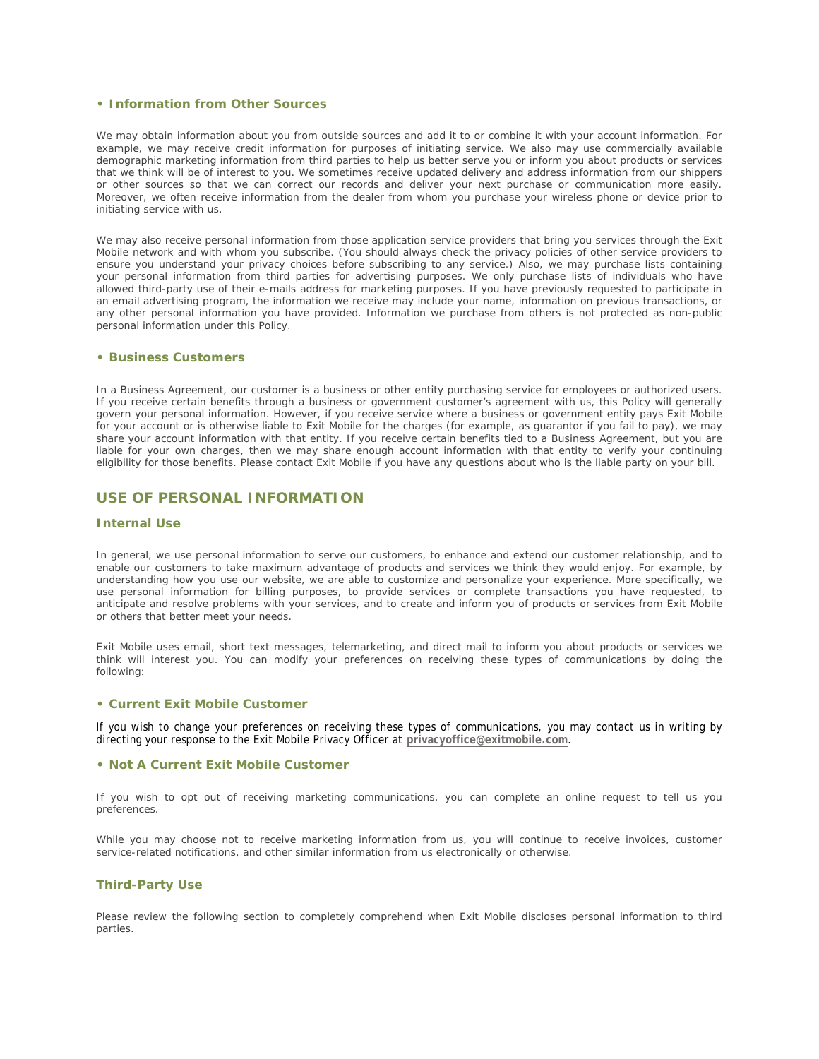### • Information from Other Sources

We may obtain information about you from outside sources and add it to or combine it with your account information. For example, we may receive credit information for purposes of initiating service. We also may use commercially available demographic marketing information from third parties to help us better serve you or inform you about products or services that we think will be of interest to you. We sometimes receive updated delivery and address information from our shippers or other sources so that we can correct our records and deliver your next purchase or communication more easily. Moreover, we often receive information from the dealer from whom you purchase your wireless phone or device prior to initiating service with us.

We may also receive personal information from those application service providers that bring you services through the Exit Mobile network and with whom you subscribe. (You should always check the privacy policies of other service providers to ensure you understand your privacy choices before subscribing to any service.) Also, we may purchase lists containing your personal information from third parties for advertising purposes. We only purchase lists of individuals who have allowed third-party use of their e-mails address for marketing purposes. If you have previously requested to participate in an email advertising program, the information we receive may include your name, information on previous transactions, or any other personal information you have provided. Information we purchase from others is not protected as non-public personal information under this Policy.

### • Business Customers

In a Business Agreement, our customer is a business or other entity purchasing service for employees or authorized users. If you receive certain benefits through a business or government customer's agreement with us, this Policy will generally govern your personal information. However, if you receive service where a business or government entity pays Exit Mobile for your account or is otherwise liable to Exit Mobile for the charges (for example, as guarantor if you fail to pay), we may share your account information with that entity. If you receive certain benefits tied to a Business Agreement, but you are liable for your own charges, then we may share enough account information with that entity to verify your continuing eligibility for those benefits. Please contact Exit Mobile if you have any questions about who is the liable party on your bill.

## USE OF PERSONAL INFORMATION

### Internal Use

In general, we use personal information to serve our customers, to enhance and extend our customer relationship, and to enable our customers to take maximum advantage of products and services we think they would enjoy. For example, by understanding how you use our website, we are able to customize and personalize your experience. More specifically, we use personal information for billing purposes, to provide services or complete transactions you have requested, to anticipate and resolve problems with your services, and to create and inform you of products or services from Exit Mobile or others that better meet your needs.

Exit Mobile uses email, short text messages, telemarketing, and direct mail to inform you about products or services we think will interest you. You can modify your preferences on receiving these types of communications by doing the following:

### • Current Exit Mobile Customer

If you wish to change your preferences on receiving these types of communications, you may contact us in writing by directing your response to the Exit Mobile Privacy Officer at **privacyoffice@exitmobile.com**.

### • Not A Current Exit Mobile Customer

If you wish to opt out of receiving marketing communications, you can complete an online request to tell us you preferences.

While you may choose not to receive marketing information from us, you will continue to receive invoices, customer service-related notifications, and other similar information from us electronically or otherwise.

### Third-Party Use

Please review the following section to completely comprehend when Exit Mobile discloses personal information to third parties.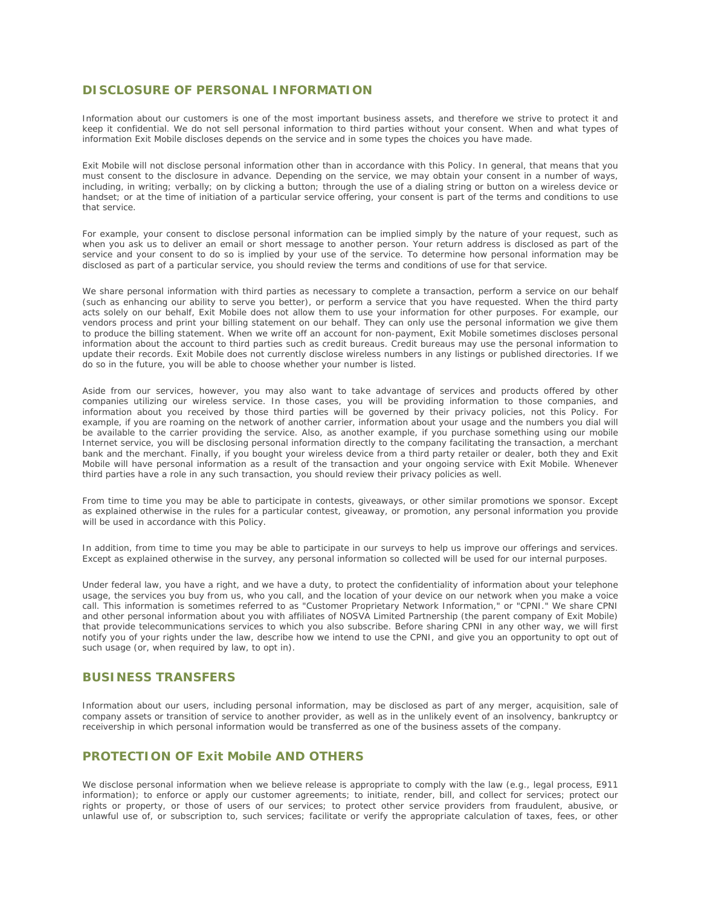## DISCLOSURE OF PERSONAL INFORMATION

Information about our customers is one of the most important business assets, and therefore we strive to protect it and keep it confidential. We do not sell personal information to third parties without your consent. When and what types of information Exit Mobile discloses depends on the service and in some types the choices you have made.

Exit Mobile will not disclose personal information other than in accordance with this Policy. In general, that means that you must consent to the disclosure in advance. Depending on the service, we may obtain your consent in a number of ways, including, in writing; verbally; on by clicking a button; through the use of a dialing string or button on a wireless device or handset; or at the time of initiation of a particular service offering, your consent is part of the terms and conditions to use that service.

For example, your consent to disclose personal information can be implied simply by the nature of your request, such as when you ask us to deliver an email or short message to another person. Your return address is disclosed as part of the service and your consent to do so is implied by your use of the service. To determine how personal information may be disclosed as part of a particular service, you should review the terms and conditions of use for that service.

We share personal information with third parties as necessary to complete a transaction, perform a service on our behalf (such as enhancing our ability to serve you better), or perform a service that you have requested. When the third party acts solely on our behalf, Exit Mobile does not allow them to use your information for other purposes. For example, our vendors process and print your billing statement on our behalf. They can only use the personal information we give them to produce the billing statement. When we write off an account for non-payment, Exit Mobile sometimes discloses personal information about the account to third parties such as credit bureaus. Credit bureaus may use the personal information to update their records. Exit Mobile does not currently disclose wireless numbers in any listings or published directories. If we do so in the future, you will be able to choose whether your number is listed.

Aside from our services, however, you may also want to take advantage of services and products offered by other companies utilizing our wireless service. In those cases, you will be providing information to those companies, and information about you received by those third parties will be governed by their privacy policies, not this Policy. For example, if you are roaming on the network of another carrier, information about your usage and the numbers you dial will be available to the carrier providing the service. Also, as another example, if you purchase something using our mobile Internet service, you will be disclosing personal information directly to the company facilitating the transaction, a merchant bank and the merchant. Finally, if you bought your wireless device from a third party retailer or dealer, both they and Exit Mobile will have personal information as a result of the transaction and your ongoing service with Exit Mobile. Whenever third parties have a role in any such transaction, you should review their privacy policies as well.

From time to time you may be able to participate in contests, giveaways, or other similar promotions we sponsor. Except as explained otherwise in the rules for a particular contest, giveaway, or promotion, any personal information you provide will be used in accordance with this Policy.

In addition, from time to time you may be able to participate in our surveys to help us improve our offerings and services. Except as explained otherwise in the survey, any personal information so collected will be used for our internal purposes.

Under federal law, you have a right, and we have a duty, to protect the confidentiality of information about your telephone usage, the services you buy from us, who you call, and the location of your device on our network when you make a voice call. This information is sometimes referred to as "Customer Proprietary Network Information," or "CPNI." We share CPNI and other personal information about you with affiliates of NOSVA Limited Partnership (the parent company of Exit Mobile) that provide telecommunications services to which you also subscribe. Before sharing CPNI in any other way, we will first notify you of your rights under the law, describe how we intend to use the CPNI, and give you an opportunity to opt out of such usage (or, when required by law, to opt in).

## BUSINESS TRANSFERS

Information about our users, including personal information, may be disclosed as part of any merger, acquisition, sale of company assets or transition of service to another provider, as well as in the unlikely event of an insolvency, bankruptcy or receivership in which personal information would be transferred as one of the business assets of the company.

## PROTECTION OF Exit Mobile AND OTHERS

We disclose personal information when we believe release is appropriate to comply with the law (e.g., legal process, E911 information); to enforce or apply our customer agreements; to initiate, render, bill, and collect for services; protect our rights or property, or those of users of our services; to protect other service providers from fraudulent, abusive, or unlawful use of, or subscription to, such services; facilitate or verify the appropriate calculation of taxes, fees, or other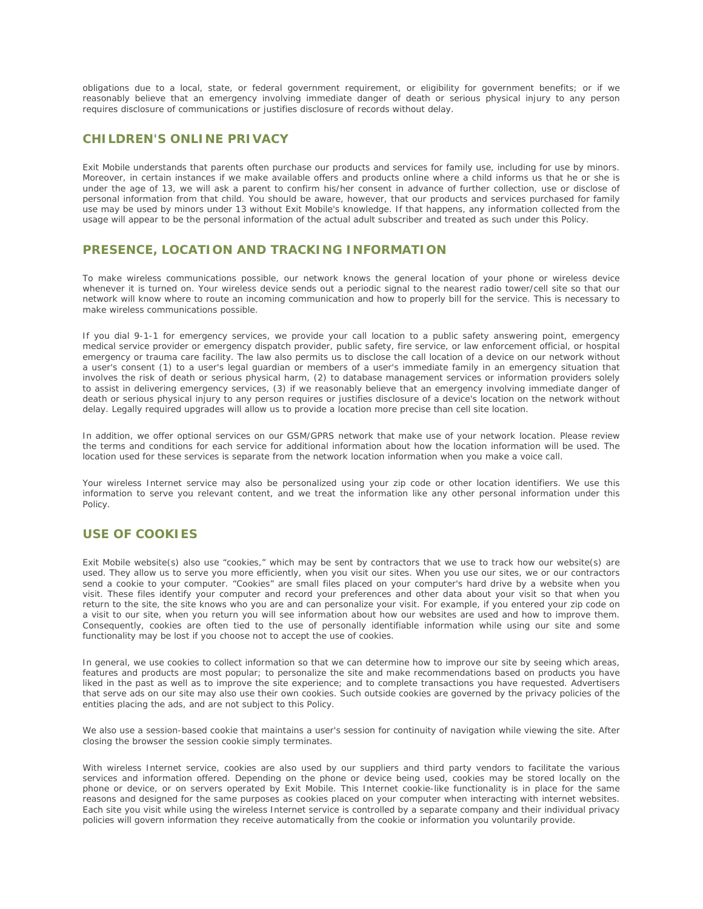obligations due to a local, state, or federal government requirement, or eligibility for government benefits; or if we reasonably believe that an emergency involving immediate danger of death or serious physical injury to any person requires disclosure of communications or justifies disclosure of records without delay.

## CHILDREN'S ONLINE PRIVACY

Exit Mobile understands that parents often purchase our products and services for family use, including for use by minors. Moreover, in certain instances if we make available offers and products online where a child informs us that he or she is under the age of 13, we will ask a parent to confirm his/her consent in advance of further collection, use or disclose of personal information from that child. You should be aware, however, that our products and services purchased for family use may be used by minors under 13 without Exit Mobile's knowledge. If that happens, any information collected from the usage will appear to be the personal information of the actual adult subscriber and treated as such under this Policy.

## PRESENCE, LOCATION AND TRACKING INFORMATION

To make wireless communications possible, our network knows the general location of your phone or wireless device whenever it is turned on. Your wireless device sends out a periodic signal to the nearest radio tower/cell site so that our network will know where to route an incoming communication and how to properly bill for the service. This is necessary to make wireless communications possible.

If you dial 9-1-1 for emergency services, we provide your call location to a public safety answering point, emergency medical service provider or emergency dispatch provider, public safety, fire service, or law enforcement official, or hospital emergency or trauma care facility. The law also permits us to disclose the call location of a device on our network without a user's consent (1) to a user's legal guardian or members of a user's immediate family in an emergency situation that involves the risk of death or serious physical harm, (2) to database management services or information providers solely to assist in delivering emergency services, (3) if we reasonably believe that an emergency involving immediate danger of death or serious physical injury to any person requires or justifies disclosure of a device's location on the network without delay. Legally required upgrades will allow us to provide a location more precise than cell site location.

In addition, we offer optional services on our GSM/GPRS network that make use of your network location. Please review the terms and conditions for each service for additional information about how the location information will be used. The location used for these services is separate from the network location information when you make a voice call.

Your wireless Internet service may also be personalized using your zip code or other location identifiers. We use this information to serve you relevant content, and we treat the information like any other personal information under this Policy.

## USE OF COOKIES

Exit Mobile website(s) also use "cookies," which may be sent by contractors that we use to track how our website(s) are used. They allow us to serve you more efficiently, when you visit our sites. When you use our sites, we or our contractors send a cookie to your computer. "Cookies" are small files placed on your computer's hard drive by a website when you visit. These files identify your computer and record your preferences and other data about your visit so that when you return to the site, the site knows who you are and can personalize your visit. For example, if you entered your zip code on a visit to our site, when you return you will see information about how our websites are used and how to improve them. Consequently, cookies are often tied to the use of personally identifiable information while using our site and some functionality may be lost if you choose not to accept the use of cookies.

In general, we use cookies to collect information so that we can determine how to improve our site by seeing which areas, features and products are most popular; to personalize the site and make recommendations based on products you have liked in the past as well as to improve the site experience; and to complete transactions you have requested. Advertisers that serve ads on our site may also use their own cookies. Such outside cookies are governed by the privacy policies of the entities placing the ads, and are not subject to this Policy.

We also use a session-based cookie that maintains a user's session for continuity of navigation while viewing the site. After closing the browser the session cookie simply terminates.

With wireless Internet service, cookies are also used by our suppliers and third party vendors to facilitate the various services and information offered. Depending on the phone or device being used, cookies may be stored locally on the phone or device, or on servers operated by Exit Mobile. This Internet cookie-like functionality is in place for the same reasons and designed for the same purposes as cookies placed on your computer when interacting with internet websites. Each site you visit while using the wireless Internet service is controlled by a separate company and their individual privacy policies will govern information they receive automatically from the cookie or information you voluntarily provide.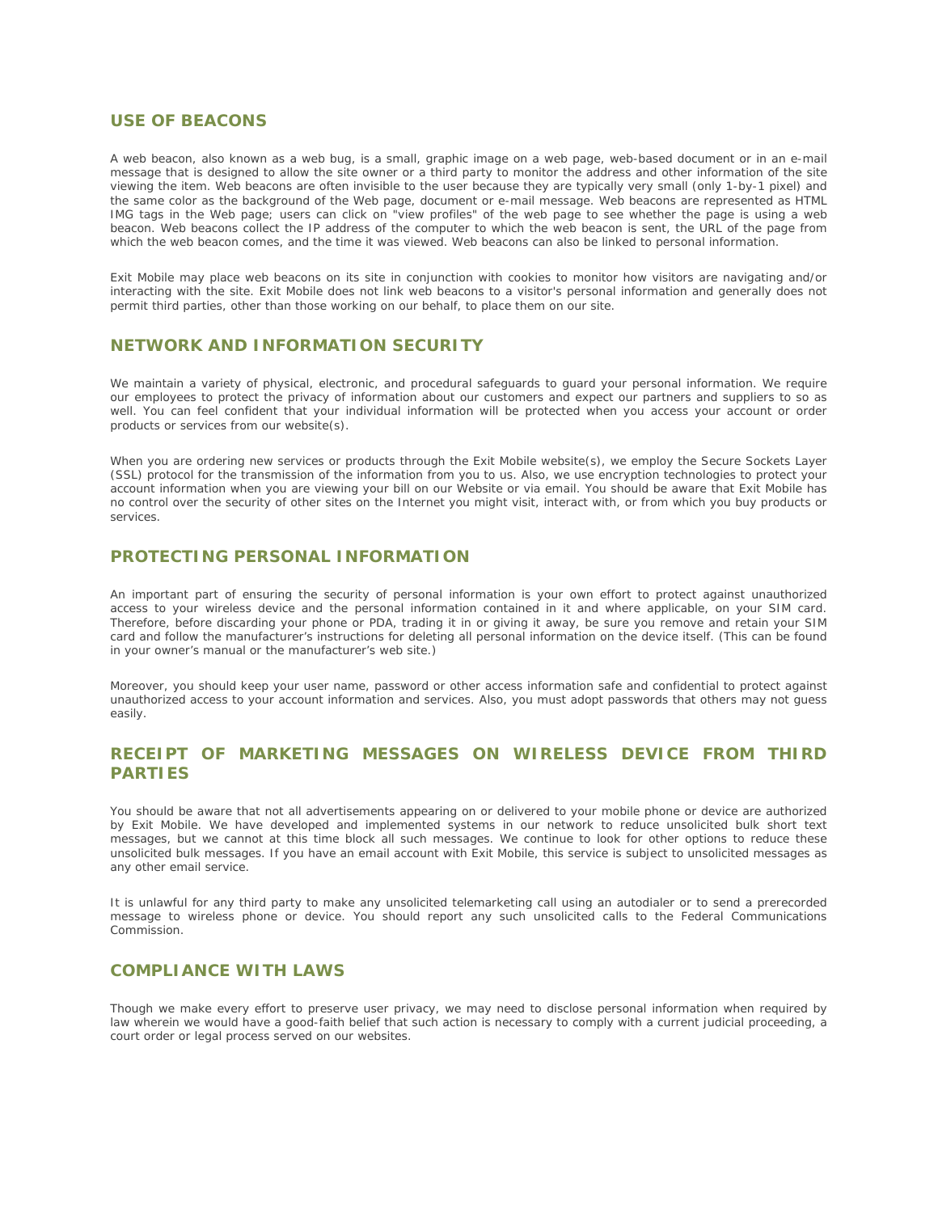## USE OF BEACONS

A web beacon, also known as a web bug, is a small, graphic image on a web page, web-based document or in an e-mail message that is designed to allow the site owner or a third party to monitor the address and other information of the site viewing the item. Web beacons are often invisible to the user because they are typically very small (only 1-by-1 pixel) and the same color as the background of the Web page, document or e-mail message. Web beacons are represented as HTML IMG tags in the Web page; users can click on "view profiles" of the web page to see whether the page is using a web beacon. Web beacons collect the IP address of the computer to which the web beacon is sent, the URL of the page from which the web beacon comes, and the time it was viewed. Web beacons can also be linked to personal information.

Exit Mobile may place web beacons on its site in conjunction with cookies to monitor how visitors are navigating and/or interacting with the site. Exit Mobile does not link web beacons to a visitor's personal information and generally does not permit third parties, other than those working on our behalf, to place them on our site.

## NETWORK AND INFORMATION SECURITY

We maintain a variety of physical, electronic, and procedural safeguards to guard your personal information. We require our employees to protect the privacy of information about our customers and expect our partners and suppliers to so as well. You can feel confident that your individual information will be protected when you access your account or order products or services from our website(s).

When you are ordering new services or products through the Exit Mobile website(s), we employ the Secure Sockets Layer (SSL) protocol for the transmission of the information from you to us. Also, we use encryption technologies to protect your account information when you are viewing your bill on our Website or via email. You should be aware that Exit Mobile has no control over the security of other sites on the Internet you might visit, interact with, or from which you buy products or services.

## PROTECTING PERSONAL INFORMATION

An important part of ensuring the security of personal information is your own effort to protect against unauthorized access to your wireless device and the personal information contained in it and where applicable, on your SIM card. Therefore, before discarding your phone or PDA, trading it in or giving it away, be sure you remove and retain your SIM card and follow the manufacturer's instructions for deleting all personal information on the device itself. (This can be found in your owner's manual or the manufacturer's web site.)

Moreover, you should keep your user name, password or other access information safe and confidential to protect against unauthorized access to your account information and services. Also, you must adopt passwords that others may not guess easily.

## RECEIPT OF MARKETING MESSAGES ON WIRELESS DEVICE FROM THIRD PARTIES

You should be aware that not all advertisements appearing on or delivered to your mobile phone or device are authorized by Exit Mobile. We have developed and implemented systems in our network to reduce unsolicited bulk short text messages, but we cannot at this time block all such messages. We continue to look for other options to reduce these unsolicited bulk messages. If you have an email account with Exit Mobile, this service is subject to unsolicited messages as any other email service.

It is unlawful for any third party to make any unsolicited telemarketing call using an autodialer or to send a prerecorded message to wireless phone or device. You should report any such unsolicited calls to the Federal Communications Commission.

## COMPLIANCE WITH LAWS

Though we make every effort to preserve user privacy, we may need to disclose personal information when required by law wherein we would have a good-faith belief that such action is necessary to comply with a current judicial proceeding, a court order or legal process served on our websites.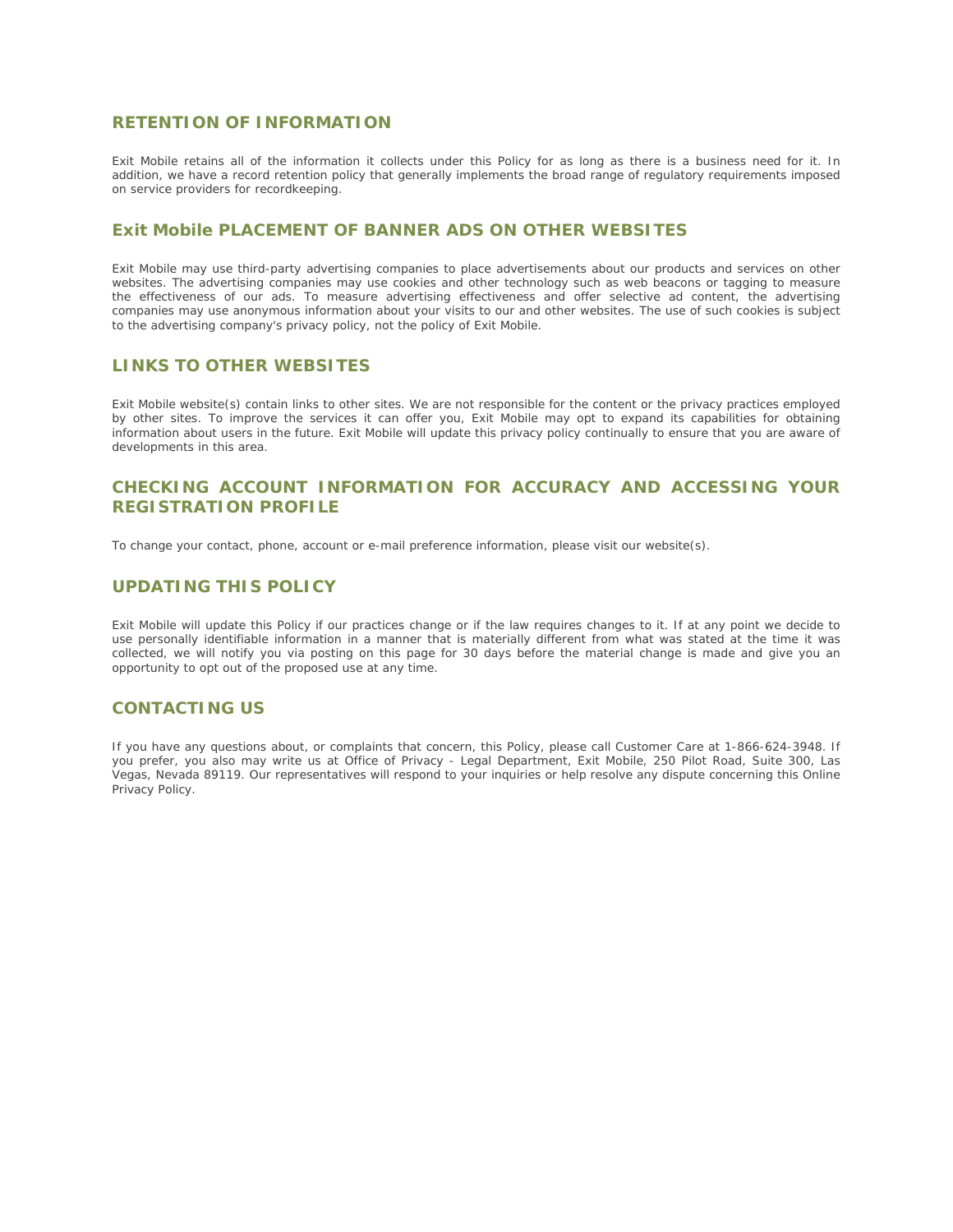## RETENTION OF INFORMATION

Exit Mobile retains all of the information it collects under this Policy for as long as there is a business need for it. In addition, we have a record retention policy that generally implements the broad range of regulatory requirements imposed on service providers for recordkeeping.

## Exit Mobile PLACEMENT OF BANNER ADS ON OTHER WEBSITES

Exit Mobile may use third-party advertising companies to place advertisements about our products and services on other websites. The advertising companies may use cookies and other technology such as web beacons or tagging to measure the effectiveness of our ads. To measure advertising effectiveness and offer selective ad content, the advertising companies may use anonymous information about your visits to our and other websites. The use of such cookies is subject to the advertising company's privacy policy, not the policy of Exit Mobile.

## LINKS TO OTHER WEBSITES

Exit Mobile website(s) contain links to other sites. We are not responsible for the content or the privacy practices employed by other sites. To improve the services it can offer you, Exit Mobile may opt to expand its capabilities for obtaining information about users in the future. Exit Mobile will update this privacy policy continually to ensure that you are aware of developments in this area.

## CHECKING ACCOUNT INFORMATION FOR ACCURACY AND ACCESSING YOUR REGISTRATION PROFILE

To change your contact, phone, account or e-mail preference information, please visit our website(s).

## UPDATING THIS POLICY

Exit Mobile will update this Policy if our practices change or if the law requires changes to it. If at any point we decide to use personally identifiable information in a manner that is materially different from what was stated at the time it was collected, we will notify you via posting on this page for 30 days before the material change is made and give you an opportunity to opt out of the proposed use at any time.

## CONTACTING US

If you have any questions about, or complaints that concern, this Policy, please call Customer Care at 1-866-624-3948. If you prefer, you also may write us at Office of Privacy - Legal Department, Exit Mobile, 250 Pilot Road, Suite 300, Las Vegas, Nevada 89119. Our representatives will respond to your inquiries or help resolve any dispute concerning this Online Privacy Policy.